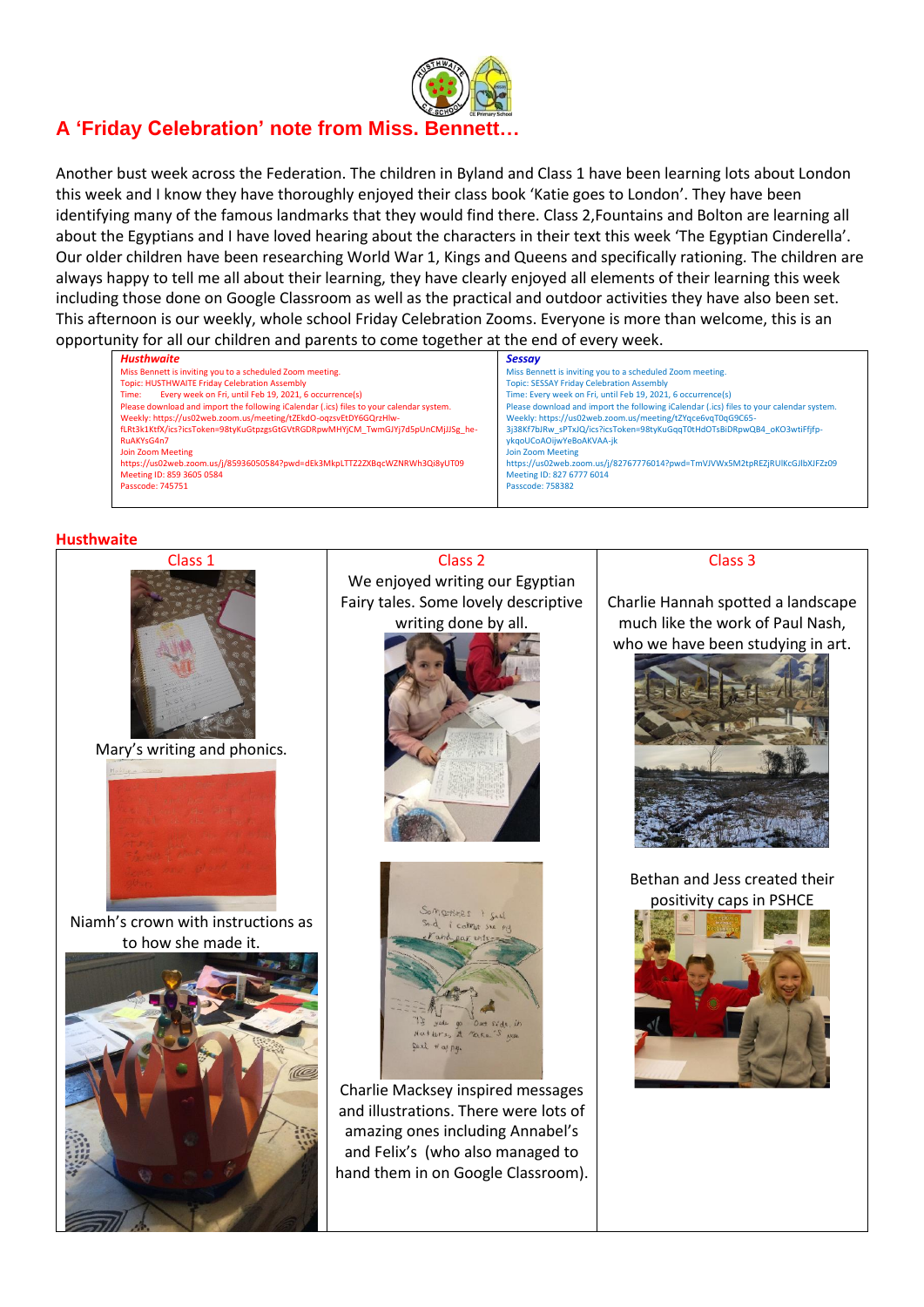# A 'Friday Celebration' note from Miss. Bennett…

Another bust week across the Federation. The children in Byland and Class 1 have been learning lots about London this week and I know they have thoroughly enjoyed their class book 'Katie goes to London'. They have been identifying many of the famous landmarks that they would find there. Class 2,Fountains and Bolton are learning all about the Egyptians and I have loved hearing about the characters in their text this week 'The Egyptian Cinderella'. Our older children have been researching World War 1, Kings and Queens and specifically rationing. The children are always happy to tell me all about their learning, they have clearly enjoyed all elements of their learning this week including those done on Google Classroom as well as the practical and outdoor activities they have also been set. This afternoon is our weekly, whole school Friday Celebration Zooms. Everyone is more than welcome, this is an opportunity for all our children and parents to come together at the end of every week.

| ***Husthwaite*** | ***Sessay*** |
|---|---|
| Miss Bennett is inviting you to a scheduled Zoom meeting.<br>Topic: HUSTHWAITE Friday Celebration Assembly<br>Time: Every week on Fri, until Feb 19, 2021, 6 occurrence(s)<br>Please download and import the following iCalendar (.ics) files to your calendar system.<br>Weekly: https://us02web.zoom.us/meeting/tZEkdO-oqzsvEtDY6GQrzHlw-fLRt3k1KtfX/ics?icsToken=98tyKuGtpzgsGtGVtRGDRpwMHYjCM_TwmGJYj7d5pUnCMjJJSg_he-RuAKYsG4n7<br>Join Zoom Meeting<br>https://us02web.zoom.us/j/85936050584?pwd=dEk3MkpLTTZ2ZXBqcWZNRWh3Qi8yUT09<br>Meeting ID: 859 3605 0584<br>Passcode: 745751 | Miss Bennett is inviting you to a scheduled Zoom meeting.<br>Topic: SESSAY Friday Celebration Assembly<br>Time: Every week on Fri, until Feb 19, 2021, 6 occurrence(s)<br>Please download and import the following iCalendar (.ics) files to your calendar system.<br>Weekly: https://us02web.zoom.us/meeting/tZYqce6vqT0qG9C65-3j38Kf7bJRw_sPTxJQ/ics?icsToken=98tyKuGqqT0tHdOTsBiDRpwQB4_oKO3wtiFfjfp-ykqoUCoAOijwYeBoAKVAA-jk<br>Join Zoom Meeting<br>https://us02web.zoom.us/j/82767776014?pwd=TmVJVWx5M2tpREZjRUlKcGJlbXJFZz09<br>Meeting ID: 827 6777 6014<br>Passcode: 758382 |

## Husthwaite

| Class 1 | Class 2 | Class 3 |
|---|---|---|
| Mary's writing and phonics.<br><br>Niamh's crown with instructions as to how she made it. | We enjoyed writing our Egyptian Fairy tales. Some lovely descriptive writing done by all.<br><br>Charlie Macksey inspired messages and illustrations. There were lots of amazing ones including Annabel's and Felix's (who also managed to hand them in on Google Classroom). | Charlie Hannah spotted a landscape much like the work of Paul Nash, who we have been studying in art.<br><br>Bethan and Jess created their positivity caps in PSHCE |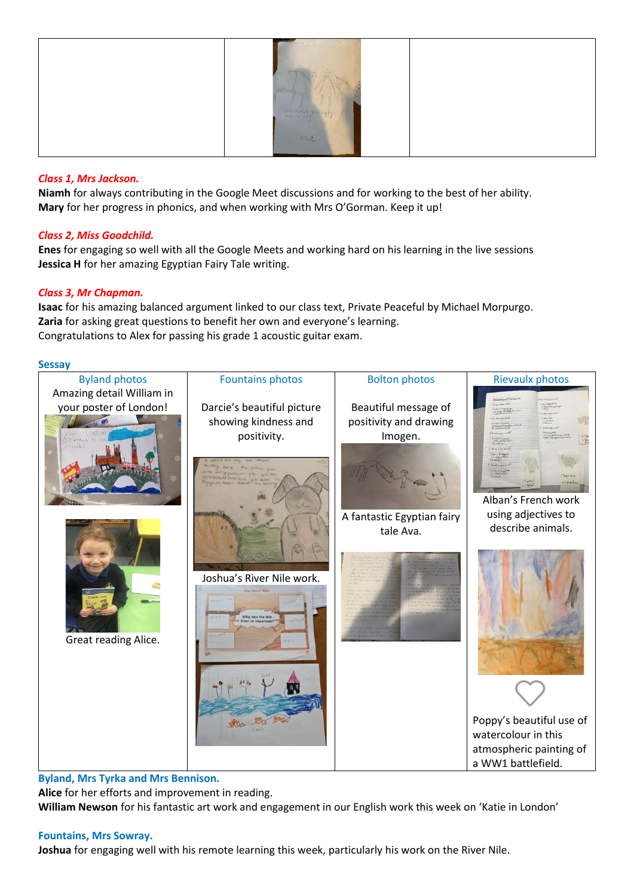### *Class 1, Mrs Jackson.*

**Niamh** for always contributing in the Google Meet discussions and for working to the best of her ability.
**Mary** for her progress in phonics, and when working with Mrs O'Gorman. Keep it up!

### *Class 2, Miss Goodchild.*

**Enes** for engaging so well with all the Google Meets and working hard on his learning in the live sessions
**Jessica H** for her amazing Egyptian Fairy Tale writing.

### *Class 3, Mr Chapman.*

**Isaac** for his amazing balanced argument linked to our class text, Private Peaceful by Michael Morpurgo.
**Zaria** for asking great questions to benefit her own and everyone's learning.
Congratulations to Alex for passing his grade 1 acoustic guitar exam.

## Sessay

| Byland photos | Fountains photos | Bolton photos | Rievaulx photos |
| --- | --- | --- | --- |
| Amazing detail William in your poster of London! Great reading Alice. | Darcie's beautiful picture showing kindness and positivity. Joshua's River Nile work. | Beautiful message of positivity and drawing Imogen. A fantastic Egyptian fairy tale Ava. | Alban's French work using adjectives to describe animals. Poppy's beautiful use of watercolour in this atmospheric painting of a WW1 battlefield. |

### Byland, Mrs Tyrka and Mrs Bennison.

**Alice** for her efforts and improvement in reading.
**William Newson** for his fantastic art work and engagement in our English work this week on 'Katie in London'

### Fountains, Mrs Sowray.

**Joshua** for engaging well with his remote learning this week, particularly his work on the River Nile.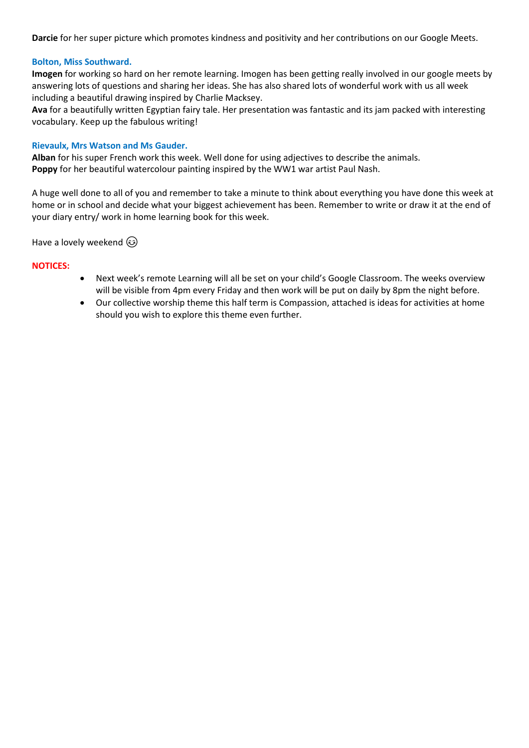**Darcie** for her super picture which promotes kindness and positivity and her contributions on our Google Meets.

### Bolton, Miss Southward.

**Imogen** for working so hard on her remote learning. Imogen has been getting really involved in our google meets by answering lots of questions and sharing her ideas. She has also shared lots of wonderful work with us all week including a beautiful drawing inspired by Charlie Macksey.

**Ava** for a beautifully written Egyptian fairy tale. Her presentation was fantastic and its jam packed with interesting vocabulary. Keep up the fabulous writing!

### Rievaulx, Mrs Watson and Ms Gauder.

**Alban** for his super French work this week. Well done for using adjectives to describe the animals.

**Poppy** for her beautiful watercolour painting inspired by the WW1 war artist Paul Nash.

A huge well done to all of you and remember to take a minute to think about everything you have done this week at home or in school and decide what your biggest achievement has been. Remember to write or draw it at the end of your diary entry/ work in home learning book for this week.

Have a lovely weekend 😉

### NOTICES:

- Next week's remote Learning will all be set on your child's Google Classroom. The weeks overview will be visible from 4pm every Friday and then work will be put on daily by 8pm the night before.
- Our collective worship theme this half term is Compassion, attached is ideas for activities at home should you wish to explore this theme even further.